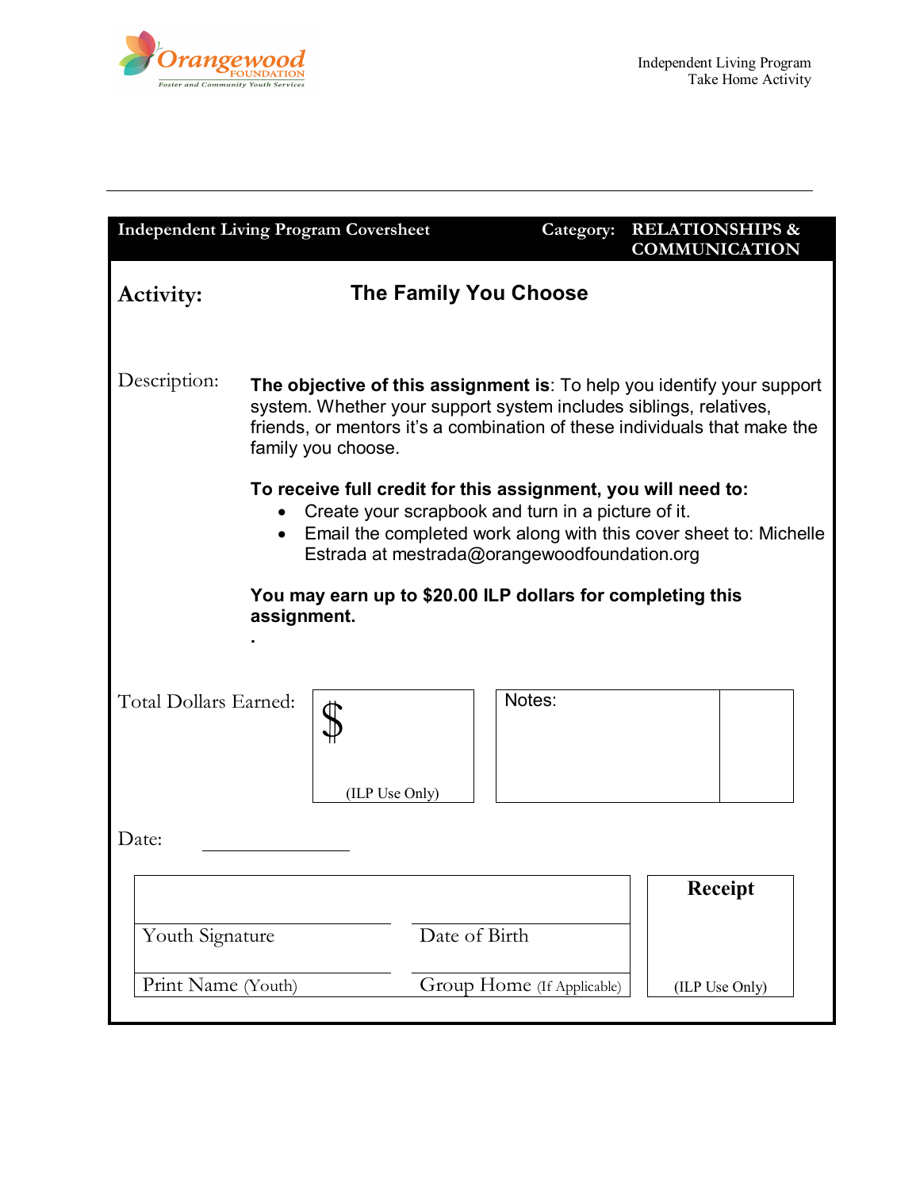Independent Living Program
Take Home Activity

---

**Independent Living Program Coversheet** | **Category: RELATIONSHIPS & COMMUNICATION**

## Activity: The Family You Choose

Description:

**The objective of this assignment is**: To help you identify your support system. Whether your support system includes siblings, relatives, friends, or mentors it's a combination of these individuals that make the family you choose.

**To receive full credit for this assignment, you will need to:**

- Create your scrapbook and turn in a picture of it.
- Email the completed work along with this cover sheet to: Michelle Estrada at mestrada@orangewoodfoundation.org

**You may earn up to $20.00 ILP dollars for completing this assignment.**

.

Total Dollars Earned: $ ______ (ILP Use Only)

Notes:

Date: ______________

| | | Receipt |
|---|---|---|
| Youth Signature | Date of Birth | |
| Print Name (Youth) | Group Home (If Applicable) | (ILP Use Only) |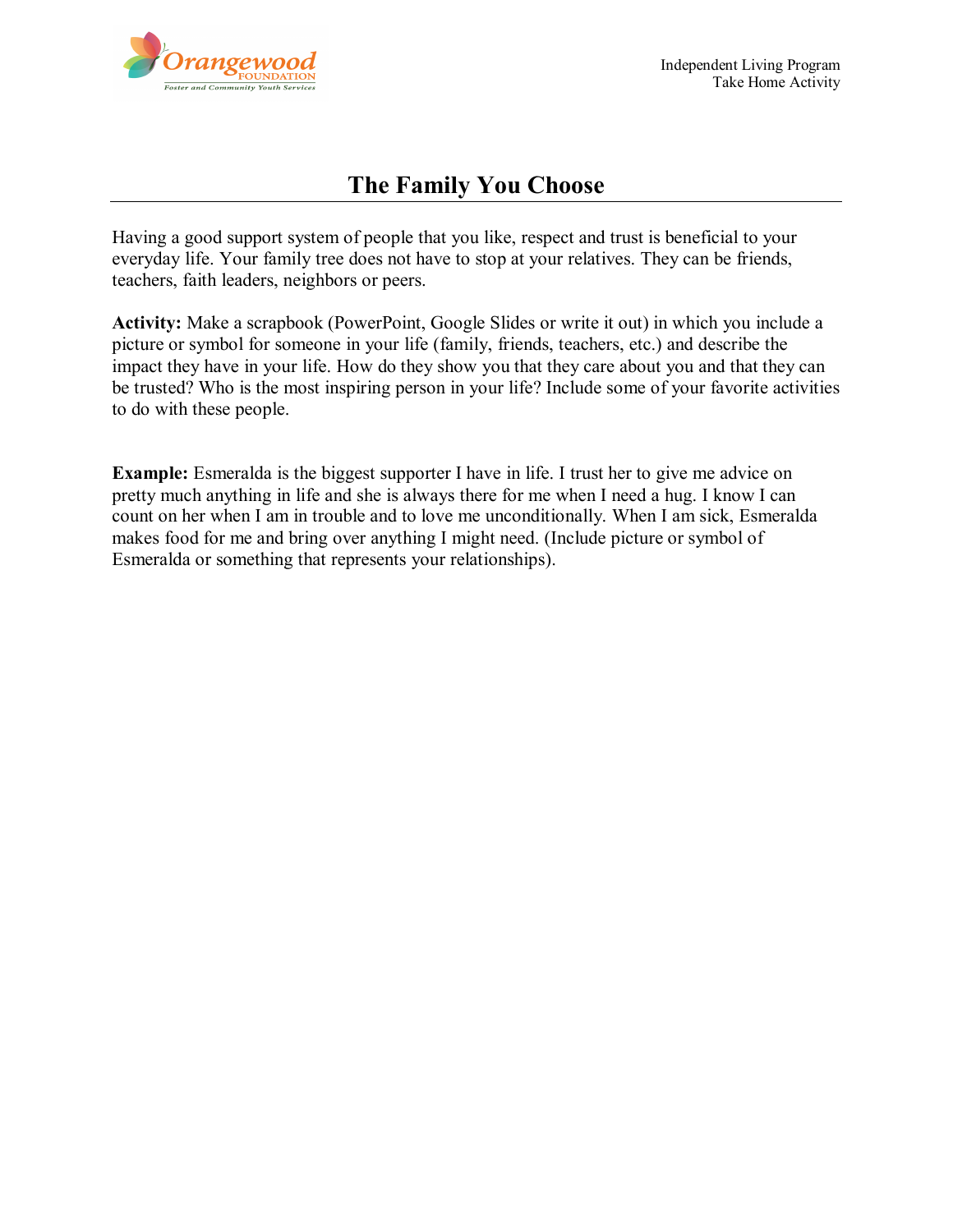Independent Living Program
Take Home Activity

# The Family You Choose

Having a good support system of people that you like, respect and trust is beneficial to your everyday life. Your family tree does not have to stop at your relatives. They can be friends, teachers, faith leaders, neighbors or peers.

**Activity:** Make a scrapbook (PowerPoint, Google Slides or write it out) in which you include a picture or symbol for someone in your life (family, friends, teachers, etc.) and describe the impact they have in your life. How do they show you that they care about you and that they can be trusted? Who is the most inspiring person in your life? Include some of your favorite activities to do with these people.

**Example:** Esmeralda is the biggest supporter I have in life. I trust her to give me advice on pretty much anything in life and she is always there for me when I need a hug. I know I can count on her when I am in trouble and to love me unconditionally. When I am sick, Esmeralda makes food for me and bring over anything I might need. (Include picture or symbol of Esmeralda or something that represents your relationships).